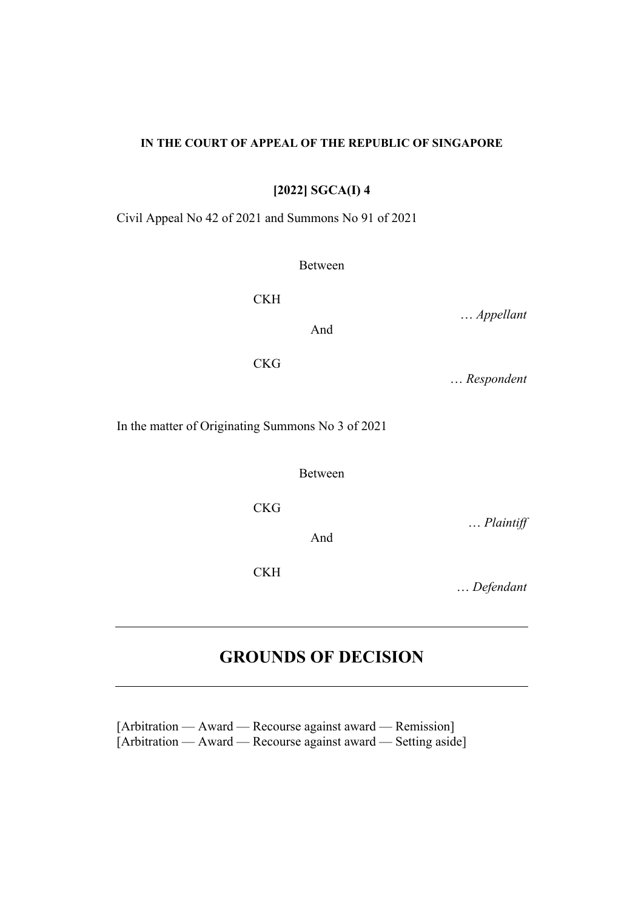**IN THE COURT OF APPEAL OF THE REPUBLIC OF SINGAPORE**

**[2022] SGCA(I) 4**

Civil Appeal No 42 of 2021 and Summons No 91 of 2021

Between

CKH

… *Appellant*

And

CKG

… *Respondent*

In the matter of Originating Summons No 3 of 2021

Between

CKG

… *Plaintiff*

And

CKH

… *Defendant*

---

# GROUNDS OF DECISION

---

[Arbitration — Award — Recourse against award — Remission]
[Arbitration — Award — Recourse against award — Setting aside]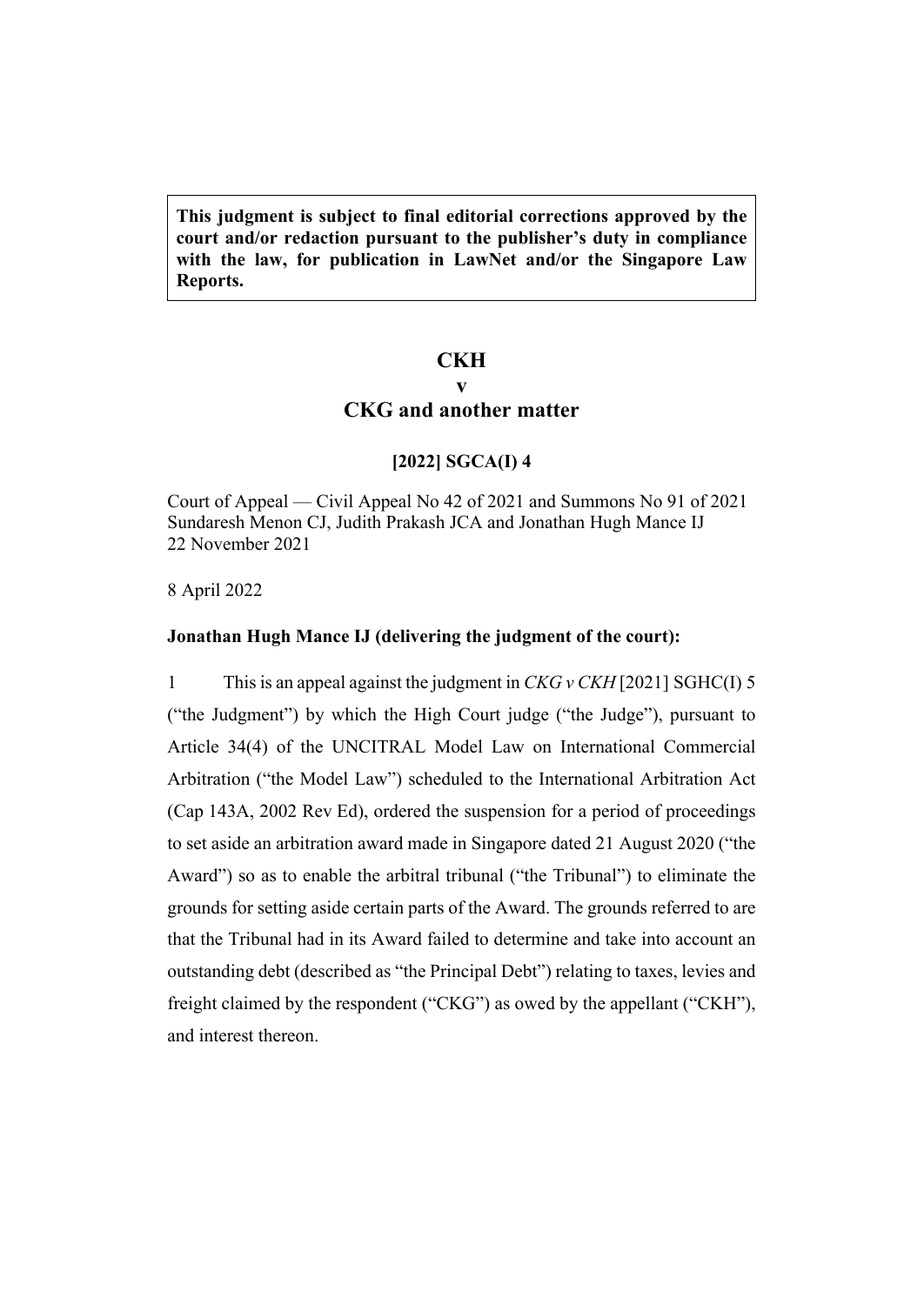**This judgment is subject to final editorial corrections approved by the court and/or redaction pursuant to the publisher's duty in compliance with the law, for publication in LawNet and/or the Singapore Law Reports.**

# CKH
# v
# CKG and another matter

**[2022] SGCA(I) 4**

Court of Appeal — Civil Appeal No 42 of 2021 and Summons No 91 of 2021
Sundaresh Menon CJ, Judith Prakash JCA and Jonathan Hugh Mance IJ
22 November 2021

8 April 2022

**Jonathan Hugh Mance IJ (delivering the judgment of the court):**

1 This is an appeal against the judgment in *CKG v CKH* [2021] SGHC(I) 5 ("the Judgment") by which the High Court judge ("the Judge"), pursuant to Article 34(4) of the UNCITRAL Model Law on International Commercial Arbitration ("the Model Law") scheduled to the International Arbitration Act (Cap 143A, 2002 Rev Ed), ordered the suspension for a period of proceedings to set aside an arbitration award made in Singapore dated 21 August 2020 ("the Award") so as to enable the arbitral tribunal ("the Tribunal") to eliminate the grounds for setting aside certain parts of the Award. The grounds referred to are that the Tribunal had in its Award failed to determine and take into account an outstanding debt (described as "the Principal Debt") relating to taxes, levies and freight claimed by the respondent ("CKG") as owed by the appellant ("CKH"), and interest thereon.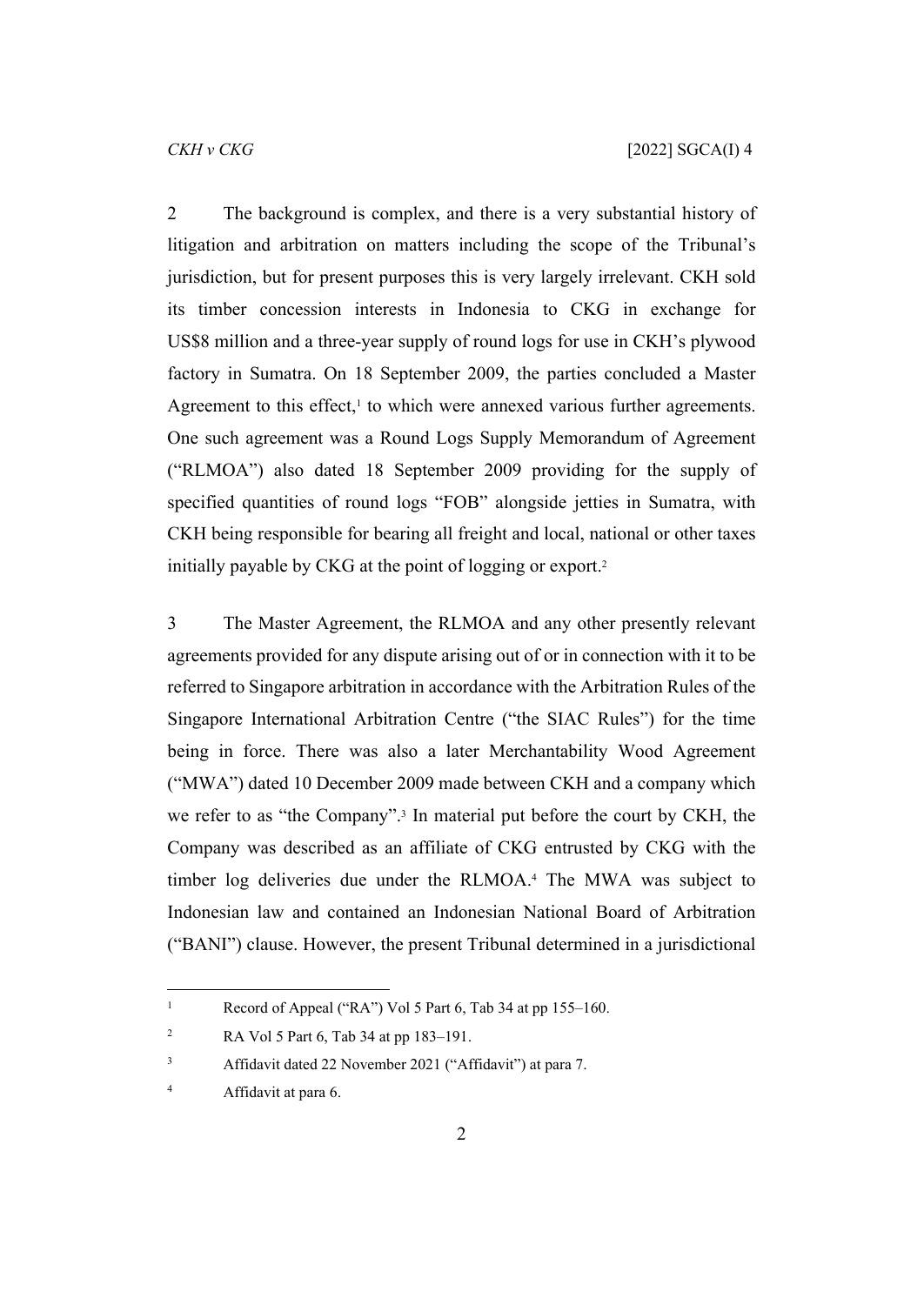2 The background is complex, and there is a very substantial history of litigation and arbitration on matters including the scope of the Tribunal's jurisdiction, but for present purposes this is very largely irrelevant. CKH sold its timber concession interests in Indonesia to CKG in exchange for US$8 million and a three-year supply of round logs for use in CKH's plywood factory in Sumatra. On 18 September 2009, the parties concluded a Master Agreement to this effect,[1] to which were annexed various further agreements. One such agreement was a Round Logs Supply Memorandum of Agreement ("RLMOA") also dated 18 September 2009 providing for the supply of specified quantities of round logs "FOB" alongside jetties in Sumatra, with CKH being responsible for bearing all freight and local, national or other taxes initially payable by CKG at the point of logging or export.[2]

3 The Master Agreement, the RLMOA and any other presently relevant agreements provided for any dispute arising out of or in connection with it to be referred to Singapore arbitration in accordance with the Arbitration Rules of the Singapore International Arbitration Centre ("the SIAC Rules") for the time being in force. There was also a later Merchantability Wood Agreement ("MWA") dated 10 December 2009 made between CKH and a company which we refer to as "the Company".[3] In material put before the court by CKH, the Company was described as an affiliate of CKG entrusted by CKG with the timber log deliveries due under the RLMOA.[4] The MWA was subject to Indonesian law and contained an Indonesian National Board of Arbitration ("BANI") clause. However, the present Tribunal determined in a jurisdictional

---

[1] Record of Appeal ("RA") Vol 5 Part 6, Tab 34 at pp 155–160.

[2] RA Vol 5 Part 6, Tab 34 at pp 183–191.

[3] Affidavit dated 22 November 2021 ("Affidavit") at para 7.

[4] Affidavit at para 6.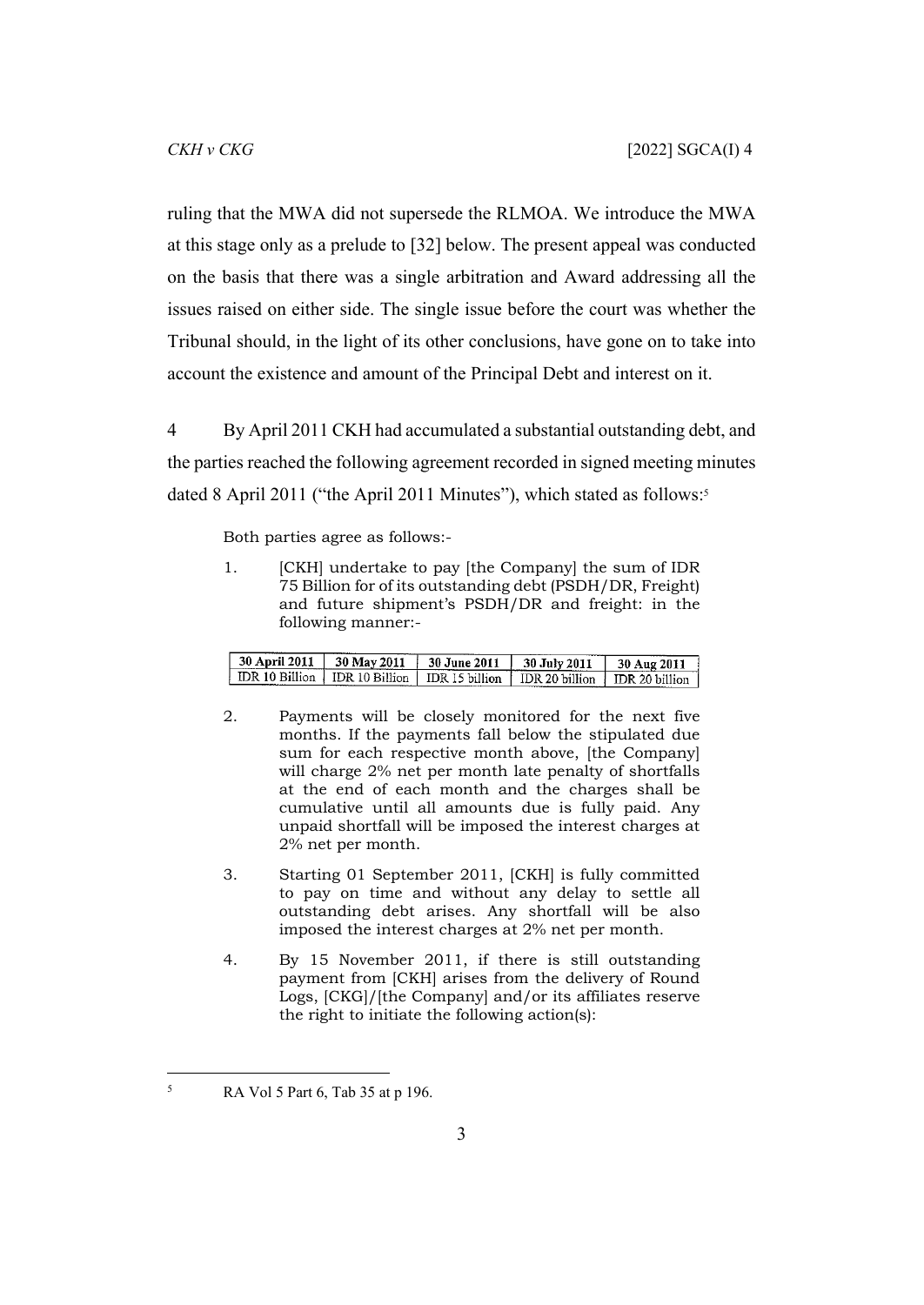ruling that the MWA did not supersede the RLMOA. We introduce the MWA at this stage only as a prelude to [32] below. The present appeal was conducted on the basis that there was a single arbitration and Award addressing all the issues raised on either side. The single issue before the court was whether the Tribunal should, in the light of its other conclusions, have gone on to take into account the existence and amount of the Principal Debt and interest on it.

4 By April 2011 CKH had accumulated a substantial outstanding debt, and the parties reached the following agreement recorded in signed meeting minutes dated 8 April 2011 ("the April 2011 Minutes"), which stated as follows:[5]

> Both parties agree as follows:-
>
> 1. [CKH] undertake to pay [the Company] the sum of IDR 75 Billion for of its outstanding debt (PSDH/DR, Freight) and future shipment's PSDH/DR and freight: in the following manner:-
>
> | 30 April 2011 | 30 May 2011 | 30 June 2011 | 30 July 2011 | 30 Aug 2011 |
> | --- | --- | --- | --- | --- |
> | IDR 10 Billion | IDR 10 Billion | IDR 15 billion | IDR 20 billion | IDR 20 billion |
>
> 2. Payments will be closely monitored for the next five months. If the payments fall below the stipulated due sum for each respective month above, [the Company] will charge 2% net per month late penalty of shortfalls at the end of each month and the charges shall be cumulative until all amounts due is fully paid. Any unpaid shortfall will be imposed the interest charges at 2% net per month.
>
> 3. Starting 01 September 2011, [CKH] is fully committed to pay on time and without any delay to settle all outstanding debt arises. Any shortfall will be also imposed the interest charges at 2% net per month.
>
> 4. By 15 November 2011, if there is still outstanding payment from [CKH] arises from the delivery of Round Logs, [CKG]/[the Company] and/or its affiliates reserve the right to initiate the following action(s):

---

[5] RA Vol 5 Part 6, Tab 35 at p 196.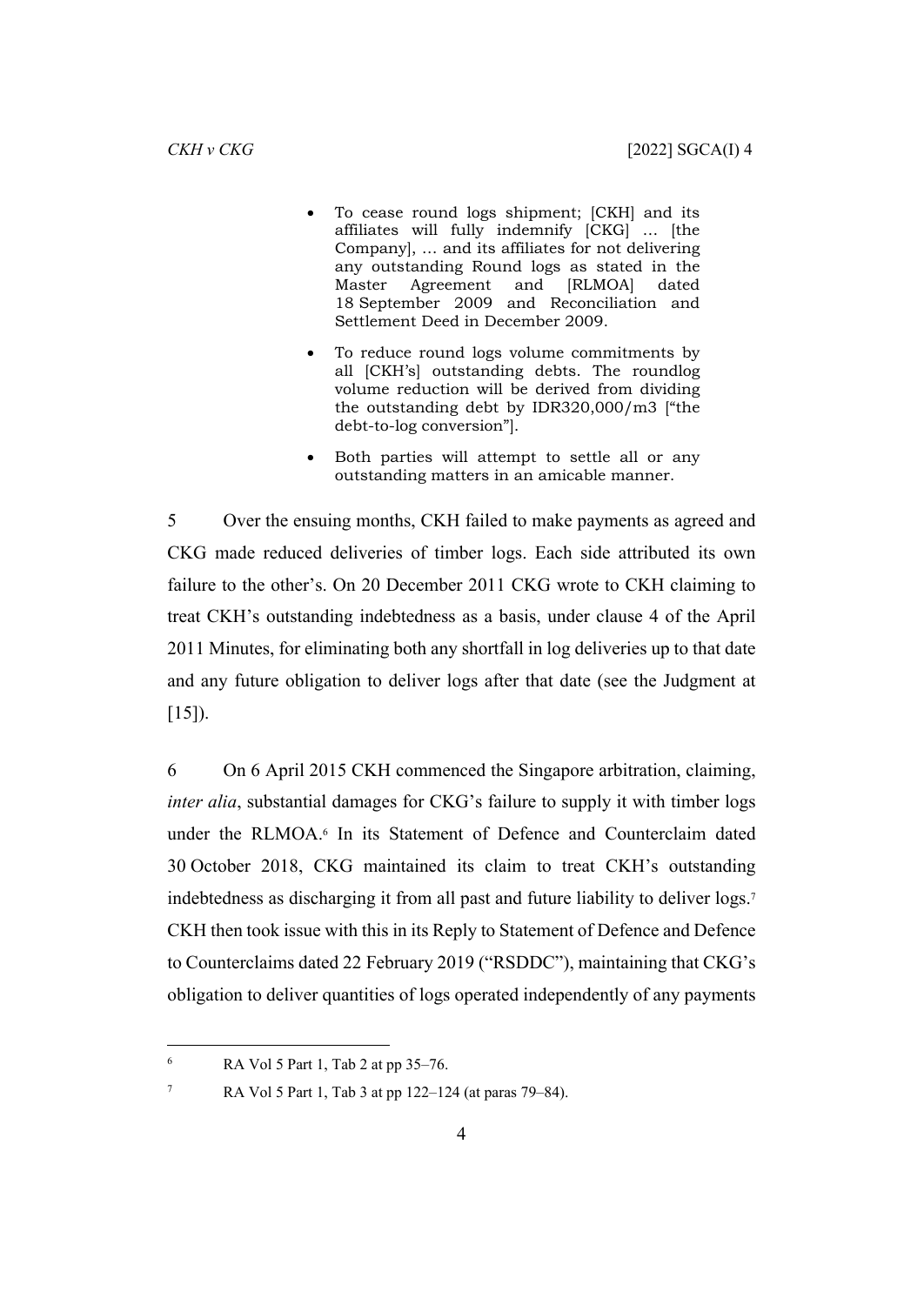- To cease round logs shipment; [CKH] and its affiliates will fully indemnify [CKG] … [the Company], … and its affiliates for not delivering any outstanding Round logs as stated in the Master Agreement and [RLMOA] dated 18 September 2009 and Reconciliation and Settlement Deed in December 2009.
- To reduce round logs volume commitments by all [CKH's] outstanding debts. The roundlog volume reduction will be derived from dividing the outstanding debt by IDR320,000/m3 ["the debt-to-log conversion"].
- Both parties will attempt to settle all or any outstanding matters in an amicable manner.

5 Over the ensuing months, CKH failed to make payments as agreed and CKG made reduced deliveries of timber logs. Each side attributed its own failure to the other's. On 20 December 2011 CKG wrote to CKH claiming to treat CKH's outstanding indebtedness as a basis, under clause 4 of the April 2011 Minutes, for eliminating both any shortfall in log deliveries up to that date and any future obligation to deliver logs after that date (see the Judgment at [15]).

6 On 6 April 2015 CKH commenced the Singapore arbitration, claiming, *inter alia*, substantial damages for CKG's failure to supply it with timber logs under the RLMOA.[6] In its Statement of Defence and Counterclaim dated 30 October 2018, CKG maintained its claim to treat CKH's outstanding indebtedness as discharging it from all past and future liability to deliver logs.[7] CKH then took issue with this in its Reply to Statement of Defence and Defence to Counterclaims dated 22 February 2019 ("RSDDC"), maintaining that CKG's obligation to deliver quantities of logs operated independently of any payments

---

[6] RA Vol 5 Part 1, Tab 2 at pp 35–76.

[7] RA Vol 5 Part 1, Tab 3 at pp 122–124 (at paras 79–84).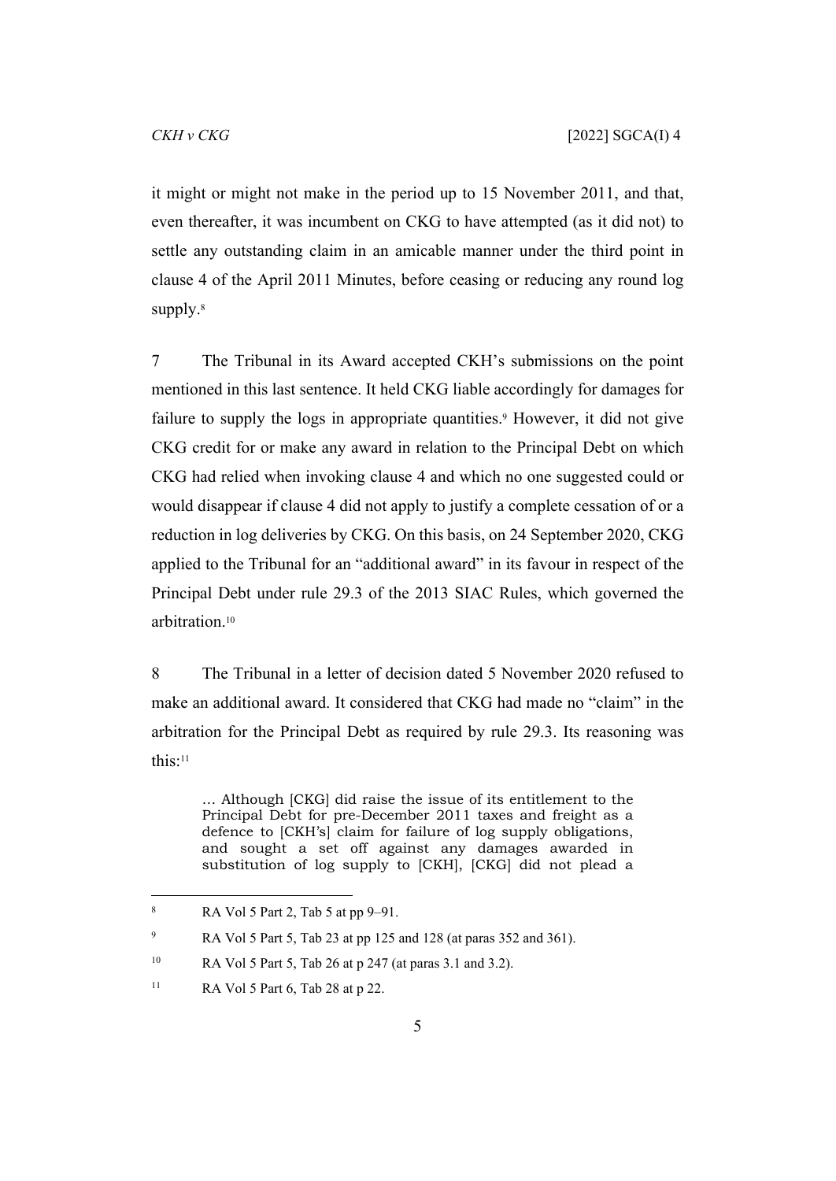it might or might not make in the period up to 15 November 2011, and that, even thereafter, it was incumbent on CKG to have attempted (as it did not) to settle any outstanding claim in an amicable manner under the third point in clause 4 of the April 2011 Minutes, before ceasing or reducing any round log supply.[8]

7 The Tribunal in its Award accepted CKH's submissions on the point mentioned in this last sentence. It held CKG liable accordingly for damages for failure to supply the logs in appropriate quantities.[9] However, it did not give CKG credit for or make any award in relation to the Principal Debt on which CKG had relied when invoking clause 4 and which no one suggested could or would disappear if clause 4 did not apply to justify a complete cessation of or a reduction in log deliveries by CKG. On this basis, on 24 September 2020, CKG applied to the Tribunal for an "additional award" in its favour in respect of the Principal Debt under rule 29.3 of the 2013 SIAC Rules, which governed the arbitration.[10]

8 The Tribunal in a letter of decision dated 5 November 2020 refused to make an additional award. It considered that CKG had made no "claim" in the arbitration for the Principal Debt as required by rule 29.3. Its reasoning was this:[11]

> … Although [CKG] did raise the issue of its entitlement to the Principal Debt for pre-December 2011 taxes and freight as a defence to [CKH's] claim for failure of log supply obligations, and sought a set off against any damages awarded in substitution of log supply to [CKH], [CKG] did not plead a

---

[8] RA Vol 5 Part 2, Tab 5 at pp 9–91.

[9] RA Vol 5 Part 5, Tab 23 at pp 125 and 128 (at paras 352 and 361).

[10] RA Vol 5 Part 5, Tab 26 at p 247 (at paras 3.1 and 3.2).

[11] RA Vol 5 Part 6, Tab 28 at p 22.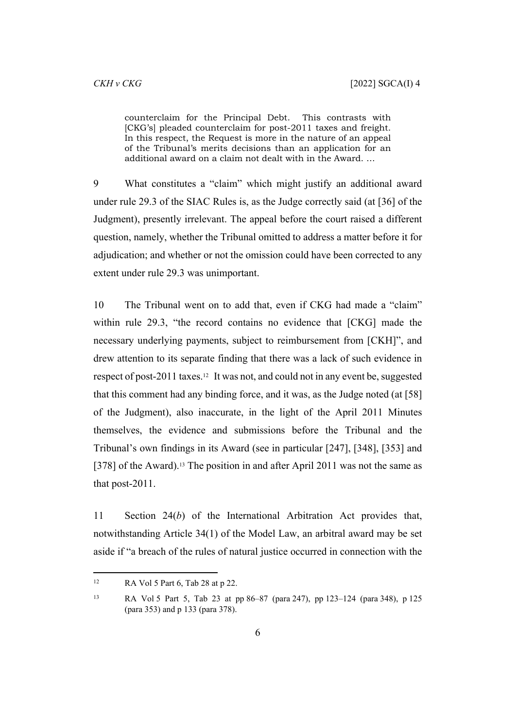> counterclaim for the Principal Debt. This contrasts with [CKG's] pleaded counterclaim for post-2011 taxes and freight. In this respect, the Request is more in the nature of an appeal of the Tribunal's merits decisions than an application for an additional award on a claim not dealt with in the Award. …

9 What constitutes a "claim" which might justify an additional award under rule 29.3 of the SIAC Rules is, as the Judge correctly said (at [36] of the Judgment), presently irrelevant. The appeal before the court raised a different question, namely, whether the Tribunal omitted to address a matter before it for adjudication; and whether or not the omission could have been corrected to any extent under rule 29.3 was unimportant.

10 The Tribunal went on to add that, even if CKG had made a "claim" within rule 29.3, "the record contains no evidence that [CKG] made the necessary underlying payments, subject to reimbursement from [CKH]", and drew attention to its separate finding that there was a lack of such evidence in respect of post-2011 taxes.[12] It was not, and could not in any event be, suggested that this comment had any binding force, and it was, as the Judge noted (at [58] of the Judgment), also inaccurate, in the light of the April 2011 Minutes themselves, the evidence and submissions before the Tribunal and the Tribunal's own findings in its Award (see in particular [247], [348], [353] and [378] of the Award).[13] The position in and after April 2011 was not the same as that post-2011.

11 Section 24(*b*) of the International Arbitration Act provides that, notwithstanding Article 34(1) of the Model Law, an arbitral award may be set aside if "a breach of the rules of natural justice occurred in connection with the

---

[12] RA Vol 5 Part 6, Tab 28 at p 22.

[13] RA Vol 5 Part 5, Tab 23 at pp 86–87 (para 247), pp 123–124 (para 348), p 125 (para 353) and p 133 (para 378).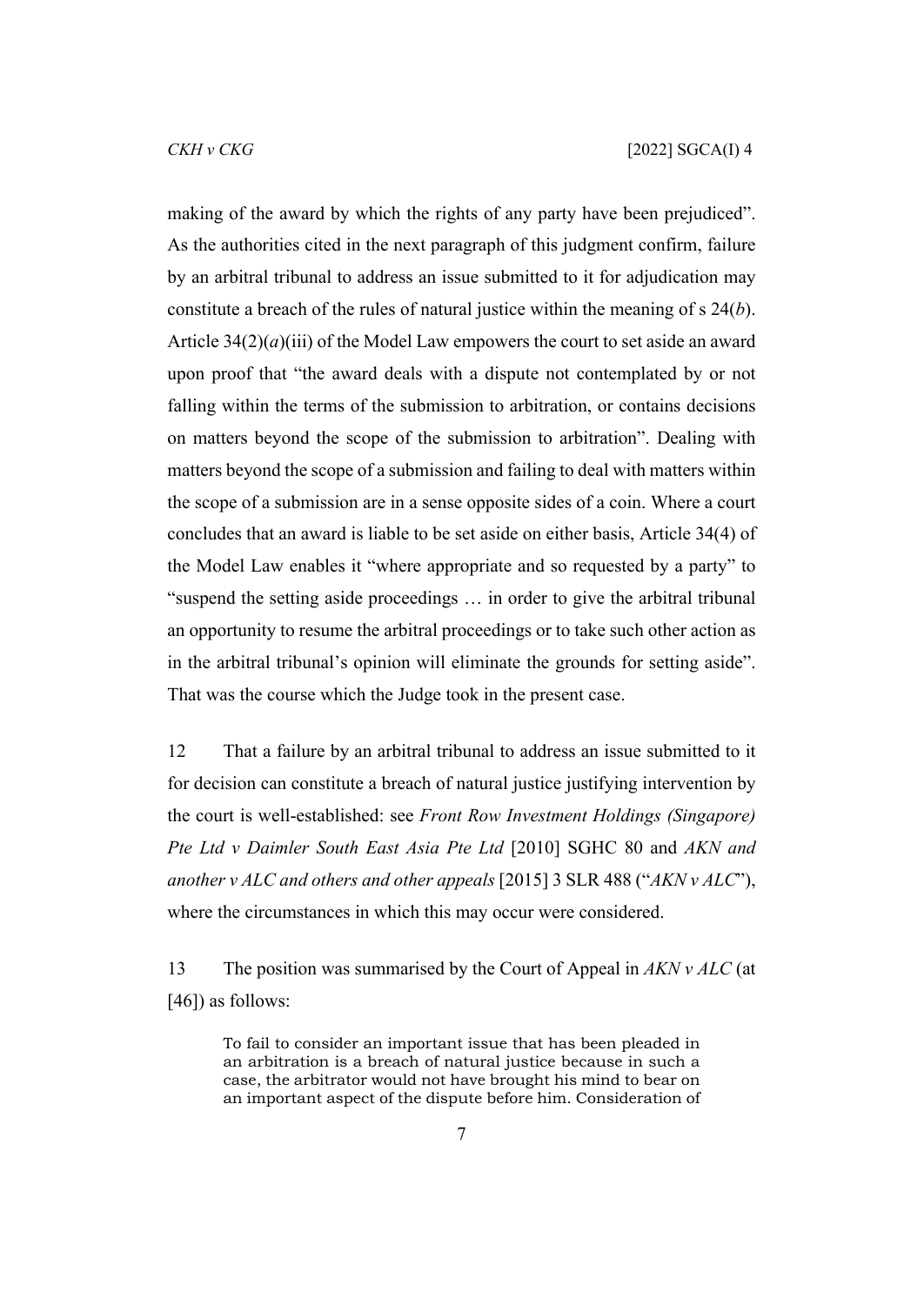making of the award by which the rights of any party have been prejudiced". As the authorities cited in the next paragraph of this judgment confirm, failure by an arbitral tribunal to address an issue submitted to it for adjudication may constitute a breach of the rules of natural justice within the meaning of s 24(*b*). Article 34(2)(*a*)(iii) of the Model Law empowers the court to set aside an award upon proof that "the award deals with a dispute not contemplated by or not falling within the terms of the submission to arbitration, or contains decisions on matters beyond the scope of the submission to arbitration". Dealing with matters beyond the scope of a submission and failing to deal with matters within the scope of a submission are in a sense opposite sides of a coin. Where a court concludes that an award is liable to be set aside on either basis, Article 34(4) of the Model Law enables it "where appropriate and so requested by a party" to "suspend the setting aside proceedings … in order to give the arbitral tribunal an opportunity to resume the arbitral proceedings or to take such other action as in the arbitral tribunal's opinion will eliminate the grounds for setting aside". That was the course which the Judge took in the present case.

12 That a failure by an arbitral tribunal to address an issue submitted to it for decision can constitute a breach of natural justice justifying intervention by the court is well-established: see *Front Row Investment Holdings (Singapore) Pte Ltd v Daimler South East Asia Pte Ltd* [2010] SGHC 80 and *AKN and another v ALC and others and other appeals* [2015] 3 SLR 488 ("*AKN v ALC*"), where the circumstances in which this may occur were considered.

13 The position was summarised by the Court of Appeal in *AKN v ALC* (at [46]) as follows:

> To fail to consider an important issue that has been pleaded in an arbitration is a breach of natural justice because in such a case, the arbitrator would not have brought his mind to bear on an important aspect of the dispute before him. Consideration of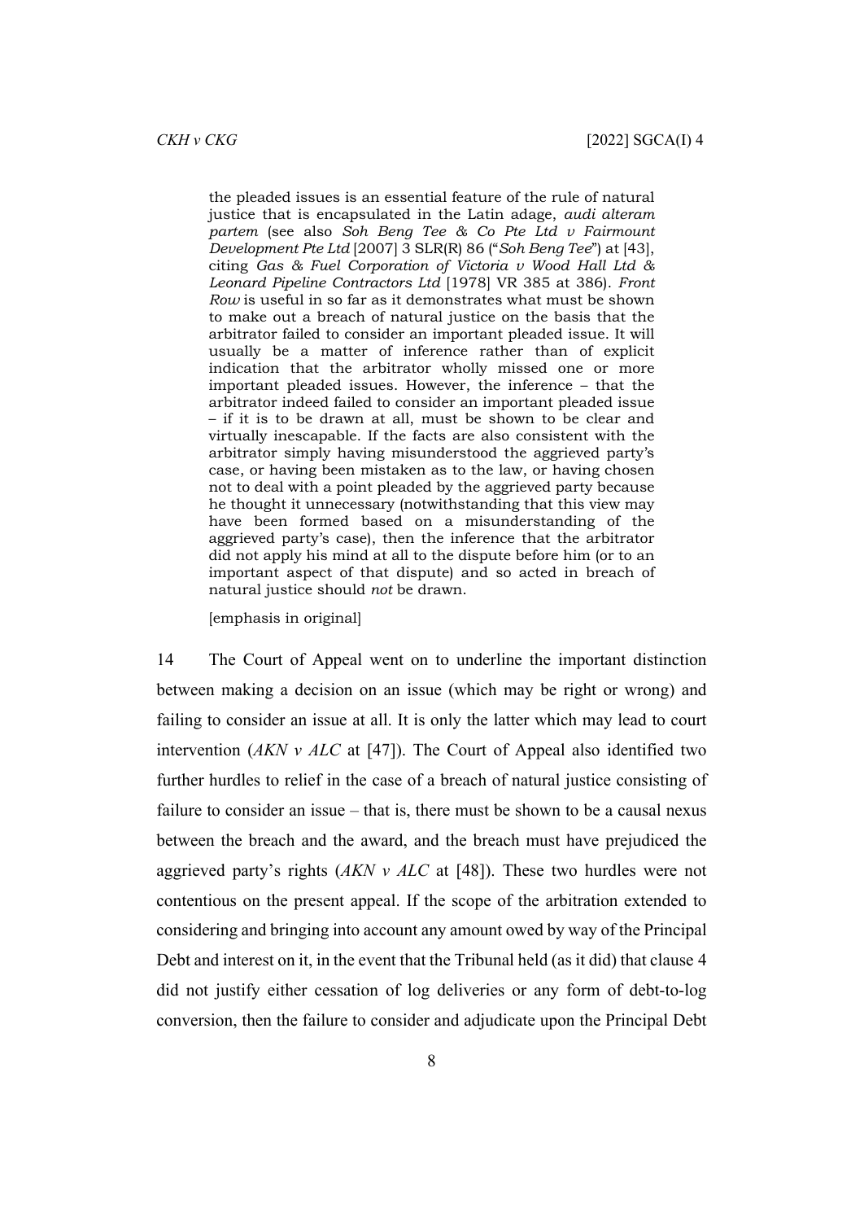> the pleaded issues is an essential feature of the rule of natural justice that is encapsulated in the Latin adage, *audi alteram partem* (see also *Soh Beng Tee & Co Pte Ltd v Fairmount Development Pte Ltd* [2007] 3 SLR(R) 86 ("*Soh Beng Tee*") at [43], citing *Gas & Fuel Corporation of Victoria v Wood Hall Ltd & Leonard Pipeline Contractors Ltd* [1978] VR 385 at 386). *Front Row* is useful in so far as it demonstrates what must be shown to make out a breach of natural justice on the basis that the arbitrator failed to consider an important pleaded issue. It will usually be a matter of inference rather than of explicit indication that the arbitrator wholly missed one or more important pleaded issues. However, the inference – that the arbitrator indeed failed to consider an important pleaded issue – if it is to be drawn at all, must be shown to be clear and virtually inescapable. If the facts are also consistent with the arbitrator simply having misunderstood the aggrieved party's case, or having been mistaken as to the law, or having chosen not to deal with a point pleaded by the aggrieved party because he thought it unnecessary (notwithstanding that this view may have been formed based on a misunderstanding of the aggrieved party's case), then the inference that the arbitrator did not apply his mind at all to the dispute before him (or to an important aspect of that dispute) and so acted in breach of natural justice should *not* be drawn.
>
> [emphasis in original]

14 The Court of Appeal went on to underline the important distinction between making a decision on an issue (which may be right or wrong) and failing to consider an issue at all. It is only the latter which may lead to court intervention (*AKN v ALC* at [47]). The Court of Appeal also identified two further hurdles to relief in the case of a breach of natural justice consisting of failure to consider an issue – that is, there must be shown to be a causal nexus between the breach and the award, and the breach must have prejudiced the aggrieved party's rights (*AKN v ALC* at [48]). These two hurdles were not contentious on the present appeal. If the scope of the arbitration extended to considering and bringing into account any amount owed by way of the Principal Debt and interest on it, in the event that the Tribunal held (as it did) that clause 4 did not justify either cessation of log deliveries or any form of debt-to-log conversion, then the failure to consider and adjudicate upon the Principal Debt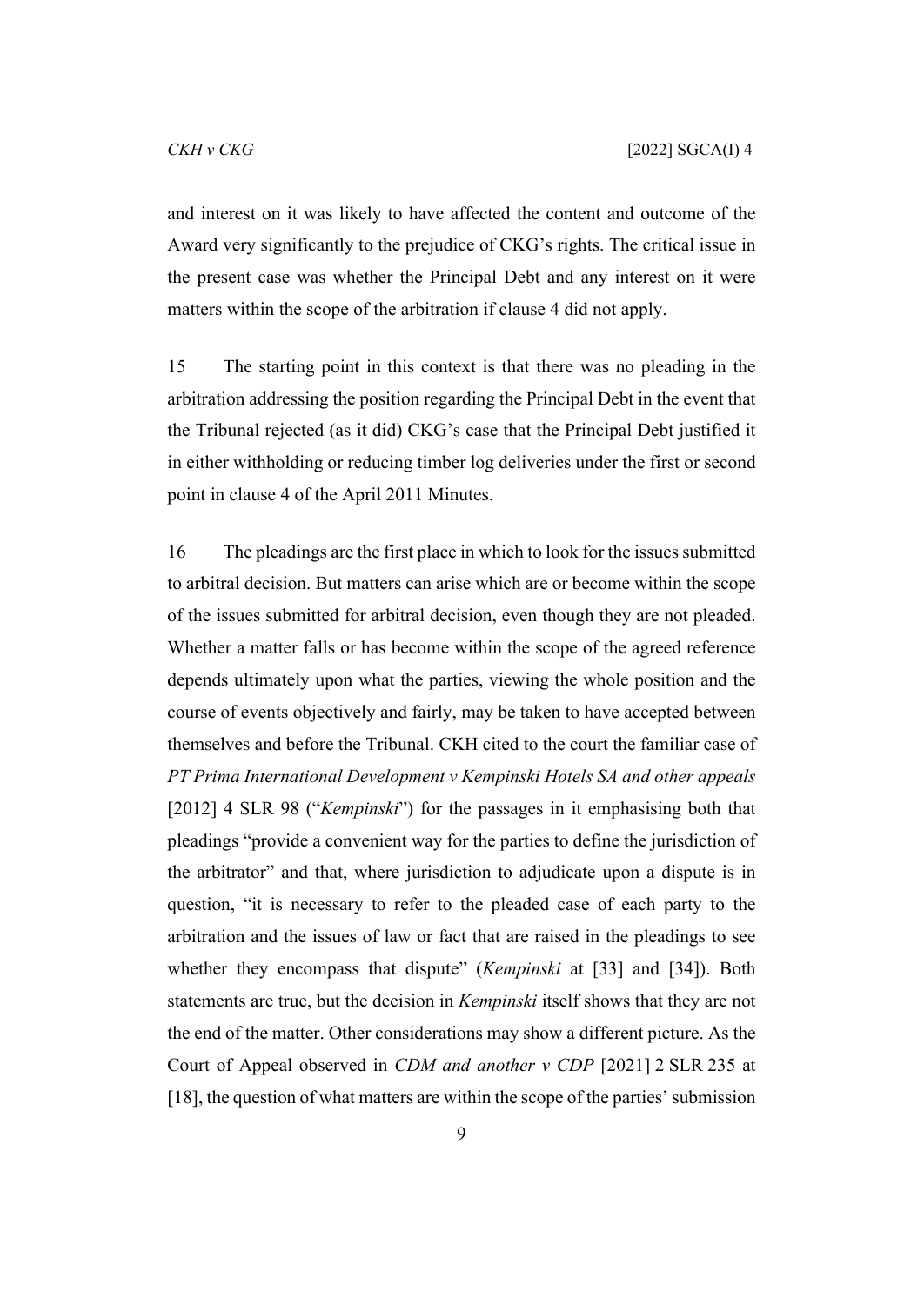and interest on it was likely to have affected the content and outcome of the Award very significantly to the prejudice of CKG's rights. The critical issue in the present case was whether the Principal Debt and any interest on it were matters within the scope of the arbitration if clause 4 did not apply.

15 The starting point in this context is that there was no pleading in the arbitration addressing the position regarding the Principal Debt in the event that the Tribunal rejected (as it did) CKG's case that the Principal Debt justified it in either withholding or reducing timber log deliveries under the first or second point in clause 4 of the April 2011 Minutes.

16 The pleadings are the first place in which to look for the issues submitted to arbitral decision. But matters can arise which are or become within the scope of the issues submitted for arbitral decision, even though they are not pleaded. Whether a matter falls or has become within the scope of the agreed reference depends ultimately upon what the parties, viewing the whole position and the course of events objectively and fairly, may be taken to have accepted between themselves and before the Tribunal. CKH cited to the court the familiar case of *PT Prima International Development v Kempinski Hotels SA and other appeals* [2012] 4 SLR 98 ("*Kempinski*") for the passages in it emphasising both that pleadings "provide a convenient way for the parties to define the jurisdiction of the arbitrator" and that, where jurisdiction to adjudicate upon a dispute is in question, "it is necessary to refer to the pleaded case of each party to the arbitration and the issues of law or fact that are raised in the pleadings to see whether they encompass that dispute" (*Kempinski* at [33] and [34]). Both statements are true, but the decision in *Kempinski* itself shows that they are not the end of the matter. Other considerations may show a different picture. As the Court of Appeal observed in *CDM and another v CDP* [2021] 2 SLR 235 at [18], the question of what matters are within the scope of the parties' submission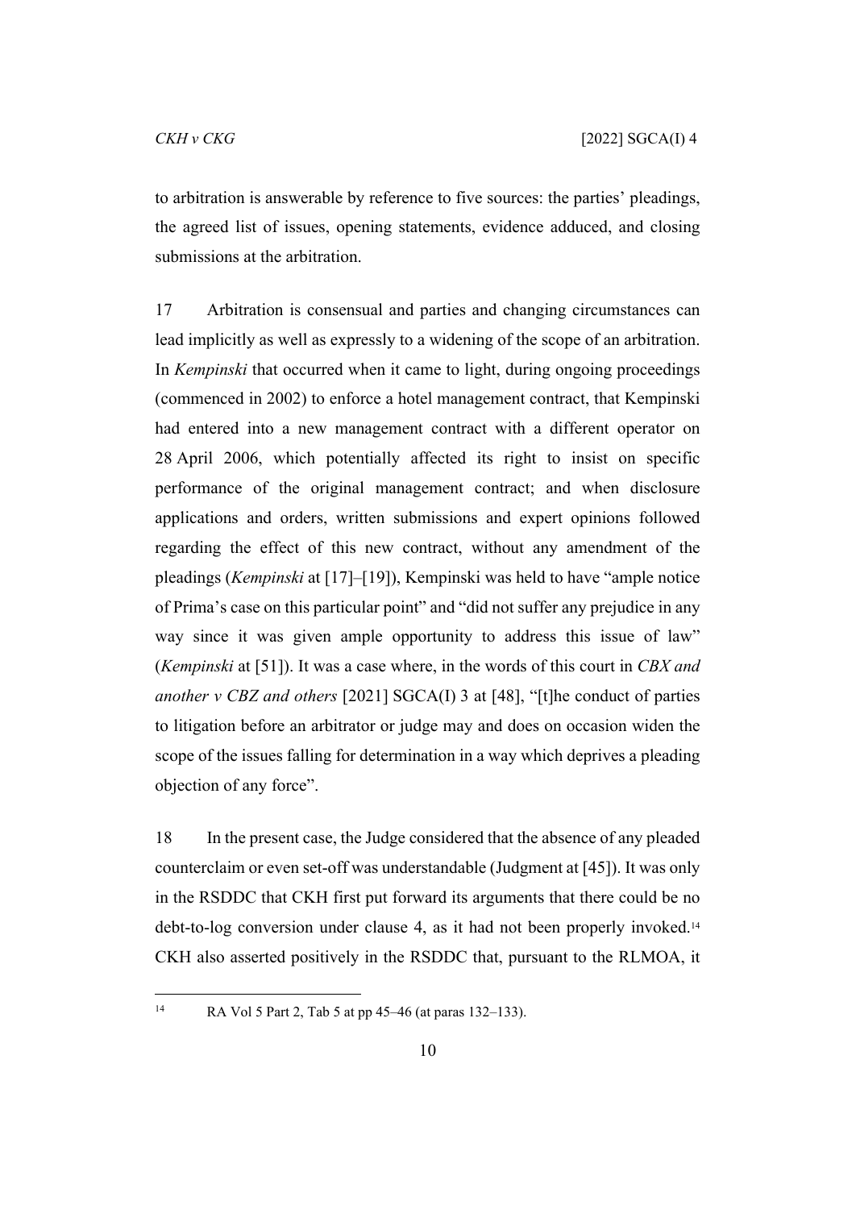to arbitration is answerable by reference to five sources: the parties' pleadings, the agreed list of issues, opening statements, evidence adduced, and closing submissions at the arbitration.

17 Arbitration is consensual and parties and changing circumstances can lead implicitly as well as expressly to a widening of the scope of an arbitration. In *Kempinski* that occurred when it came to light, during ongoing proceedings (commenced in 2002) to enforce a hotel management contract, that Kempinski had entered into a new management contract with a different operator on 28 April 2006, which potentially affected its right to insist on specific performance of the original management contract; and when disclosure applications and orders, written submissions and expert opinions followed regarding the effect of this new contract, without any amendment of the pleadings (*Kempinski* at [17]–[19]), Kempinski was held to have "ample notice of Prima's case on this particular point" and "did not suffer any prejudice in any way since it was given ample opportunity to address this issue of law" (*Kempinski* at [51]). It was a case where, in the words of this court in *CBX and another v CBZ and others* [2021] SGCA(I) 3 at [48], "[t]he conduct of parties to litigation before an arbitrator or judge may and does on occasion widen the scope of the issues falling for determination in a way which deprives a pleading objection of any force".

18 In the present case, the Judge considered that the absence of any pleaded counterclaim or even set-off was understandable (Judgment at [45]). It was only in the RSDDC that CKH first put forward its arguments that there could be no debt-to-log conversion under clause 4, as it had not been properly invoked.[14] CKH also asserted positively in the RSDDC that, pursuant to the RLMOA, it

[14] RA Vol 5 Part 2, Tab 5 at pp 45–46 (at paras 132–133).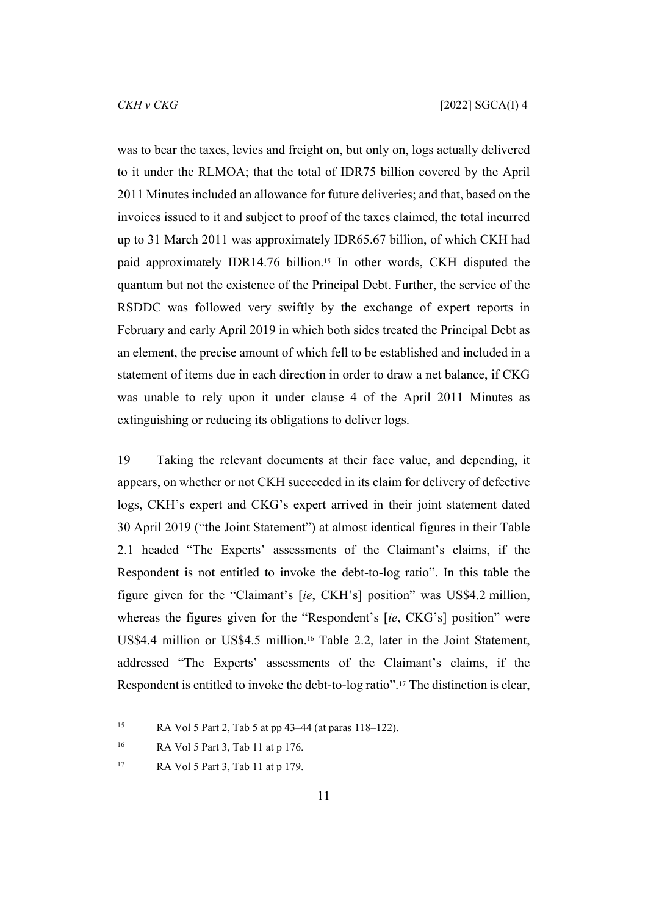was to bear the taxes, levies and freight on, but only on, logs actually delivered to it under the RLMOA; that the total of IDR75 billion covered by the April 2011 Minutes included an allowance for future deliveries; and that, based on the invoices issued to it and subject to proof of the taxes claimed, the total incurred up to 31 March 2011 was approximately IDR65.67 billion, of which CKH had paid approximately IDR14.76 billion.[15] In other words, CKH disputed the quantum but not the existence of the Principal Debt. Further, the service of the RSDDC was followed very swiftly by the exchange of expert reports in February and early April 2019 in which both sides treated the Principal Debt as an element, the precise amount of which fell to be established and included in a statement of items due in each direction in order to draw a net balance, if CKG was unable to rely upon it under clause 4 of the April 2011 Minutes as extinguishing or reducing its obligations to deliver logs.

19 Taking the relevant documents at their face value, and depending, it appears, on whether or not CKH succeeded in its claim for delivery of defective logs, CKH's expert and CKG's expert arrived in their joint statement dated 30 April 2019 ("the Joint Statement") at almost identical figures in their Table 2.1 headed "The Experts' assessments of the Claimant's claims, if the Respondent is not entitled to invoke the debt-to-log ratio". In this table the figure given for the "Claimant's [*ie*, CKH's] position" was US$4.2 million, whereas the figures given for the "Respondent's [*ie*, CKG's] position" were US$4.4 million or US$4.5 million.[16] Table 2.2, later in the Joint Statement, addressed "The Experts' assessments of the Claimant's claims, if the Respondent is entitled to invoke the debt-to-log ratio".[17] The distinction is clear,

[15] RA Vol 5 Part 2, Tab 5 at pp 43–44 (at paras 118–122).

[16] RA Vol 5 Part 3, Tab 11 at p 176.

[17] RA Vol 5 Part 3, Tab 11 at p 179.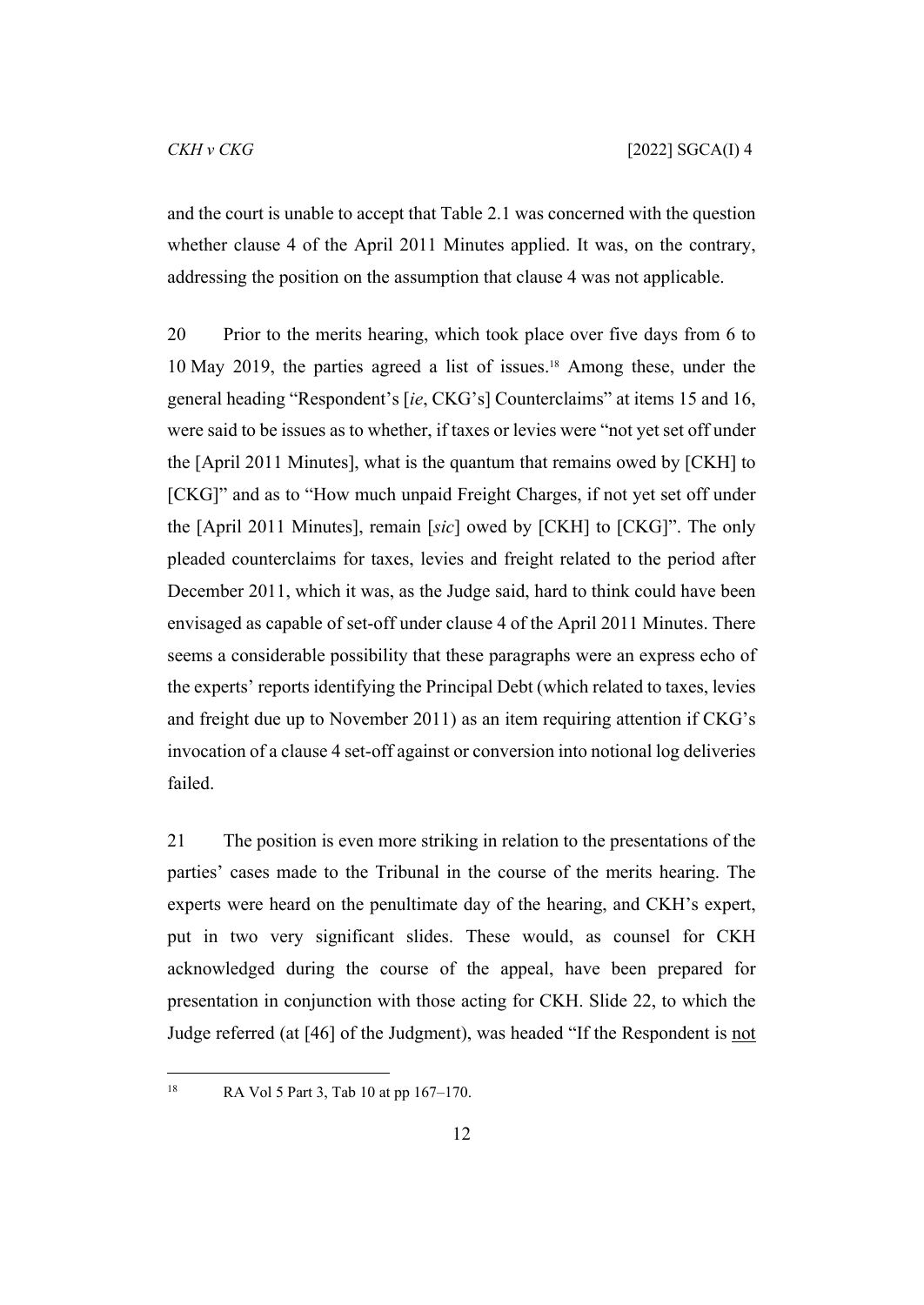and the court is unable to accept that Table 2.1 was concerned with the question whether clause 4 of the April 2011 Minutes applied. It was, on the contrary, addressing the position on the assumption that clause 4 was not applicable.

20 Prior to the merits hearing, which took place over five days from 6 to 10 May 2019, the parties agreed a list of issues.[18] Among these, under the general heading "Respondent's [*ie*, CKG's] Counterclaims" at items 15 and 16, were said to be issues as to whether, if taxes or levies were "not yet set off under the [April 2011 Minutes], what is the quantum that remains owed by [CKH] to [CKG]" and as to "How much unpaid Freight Charges, if not yet set off under the [April 2011 Minutes], remain [*sic*] owed by [CKH] to [CKG]". The only pleaded counterclaims for taxes, levies and freight related to the period after December 2011, which it was, as the Judge said, hard to think could have been envisaged as capable of set-off under clause 4 of the April 2011 Minutes. There seems a considerable possibility that these paragraphs were an express echo of the experts' reports identifying the Principal Debt (which related to taxes, levies and freight due up to November 2011) as an item requiring attention if CKG's invocation of a clause 4 set-off against or conversion into notional log deliveries failed.

21 The position is even more striking in relation to the presentations of the parties' cases made to the Tribunal in the course of the merits hearing. The experts were heard on the penultimate day of the hearing, and CKH's expert, put in two very significant slides. These would, as counsel for CKH acknowledged during the course of the appeal, have been prepared for presentation in conjunction with those acting for CKH. Slide 22, to which the Judge referred (at [46] of the Judgment), was headed "If the Respondent is <u>not</u>

[18] RA Vol 5 Part 3, Tab 10 at pp 167–170.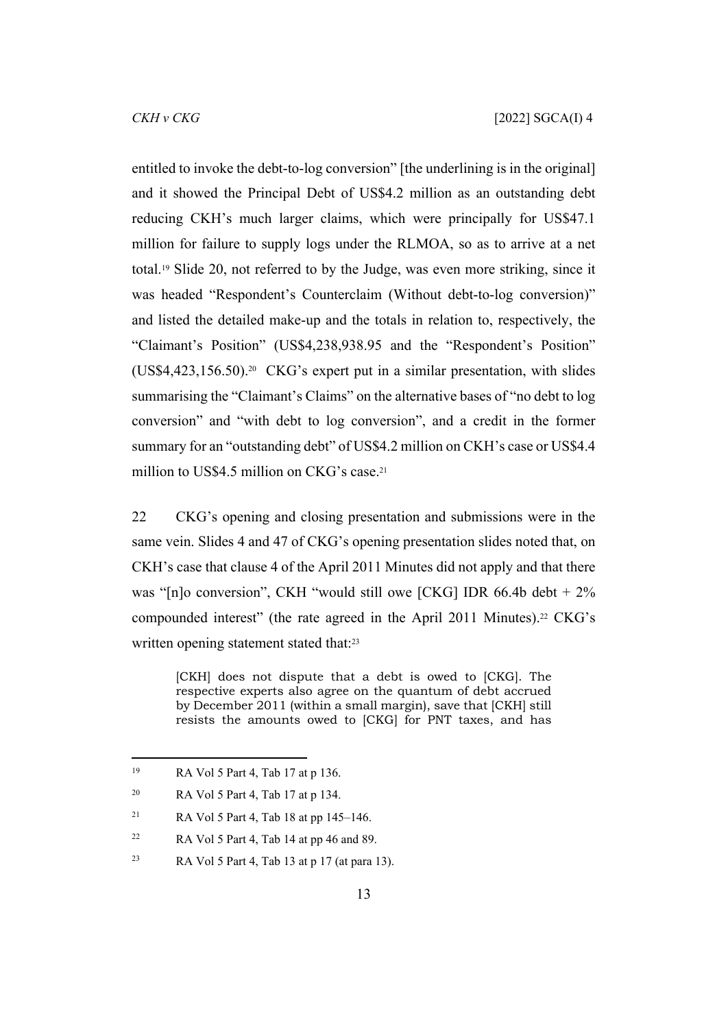entitled to invoke the debt-to-log conversion" [the underlining is in the original] and it showed the Principal Debt of US$4.2 million as an outstanding debt reducing CKH's much larger claims, which were principally for US$47.1 million for failure to supply logs under the RLMOA, so as to arrive at a net total.[19] Slide 20, not referred to by the Judge, was even more striking, since it was headed "Respondent's Counterclaim (Without debt-to-log conversion)" and listed the detailed make-up and the totals in relation to, respectively, the "Claimant's Position" (US$4,238,938.95 and the "Respondent's Position" (US$4,423,156.50).[20] CKG's expert put in a similar presentation, with slides summarising the "Claimant's Claims" on the alternative bases of "no debt to log conversion" and "with debt to log conversion", and a credit in the former summary for an "outstanding debt" of US$4.2 million on CKH's case or US$4.4 million to US$4.5 million on CKG's case.[21]

22 CKG's opening and closing presentation and submissions were in the same vein. Slides 4 and 47 of CKG's opening presentation slides noted that, on CKH's case that clause 4 of the April 2011 Minutes did not apply and that there was "[n]o conversion", CKH "would still owe [CKG] IDR 66.4b debt + 2% compounded interest" (the rate agreed in the April 2011 Minutes).[22] CKG's written opening statement stated that:[23]

> [CKH] does not dispute that a debt is owed to [CKG]. The respective experts also agree on the quantum of debt accrued by December 2011 (within a small margin), save that [CKH] still resists the amounts owed to [CKG] for PNT taxes, and has

---

[19] RA Vol 5 Part 4, Tab 17 at p 136.

[20] RA Vol 5 Part 4, Tab 17 at p 134.

[21] RA Vol 5 Part 4, Tab 18 at pp 145–146.

[22] RA Vol 5 Part 4, Tab 14 at pp 46 and 89.

[23] RA Vol 5 Part 4, Tab 13 at p 17 (at para 13).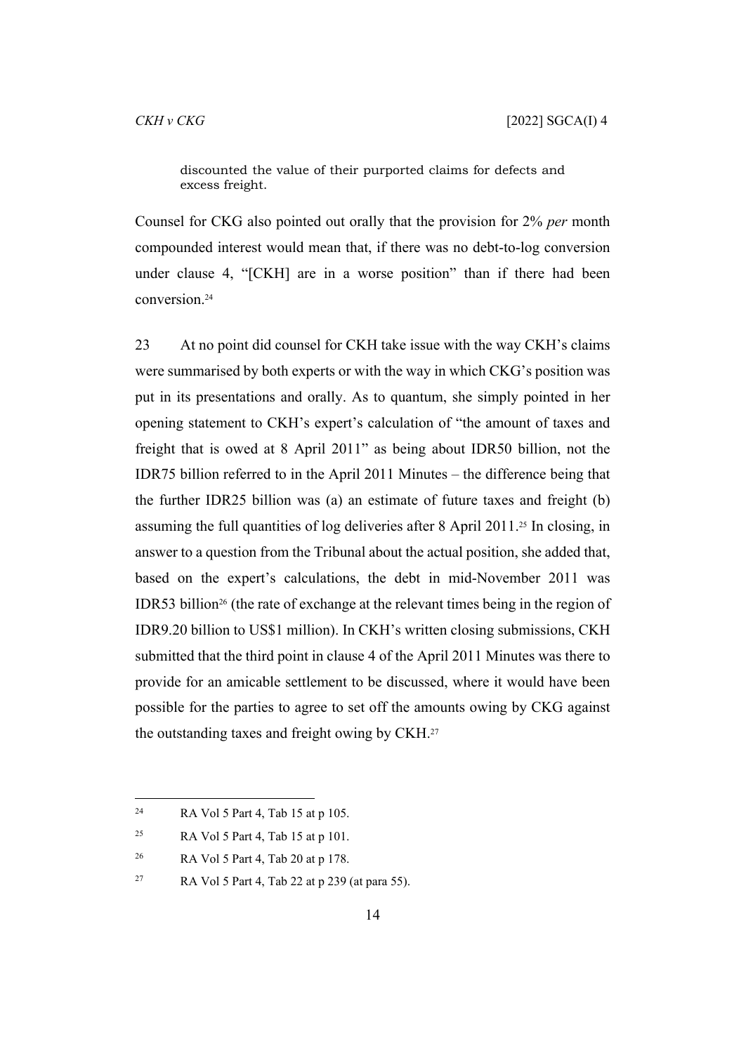> discounted the value of their purported claims for defects and excess freight.

Counsel for CKG also pointed out orally that the provision for 2% *per* month compounded interest would mean that, if there was no debt-to-log conversion under clause 4, "[CKH] are in a worse position" than if there had been conversion.[24]

23 At no point did counsel for CKH take issue with the way CKH's claims were summarised by both experts or with the way in which CKG's position was put in its presentations and orally. As to quantum, she simply pointed in her opening statement to CKH's expert's calculation of "the amount of taxes and freight that is owed at 8 April 2011" as being about IDR50 billion, not the IDR75 billion referred to in the April 2011 Minutes – the difference being that the further IDR25 billion was (a) an estimate of future taxes and freight (b) assuming the full quantities of log deliveries after 8 April 2011.[25] In closing, in answer to a question from the Tribunal about the actual position, she added that, based on the expert's calculations, the debt in mid-November 2011 was IDR53 billion[26] (the rate of exchange at the relevant times being in the region of IDR9.20 billion to US$1 million). In CKH's written closing submissions, CKH submitted that the third point in clause 4 of the April 2011 Minutes was there to provide for an amicable settlement to be discussed, where it would have been possible for the parties to agree to set off the amounts owing by CKG against the outstanding taxes and freight owing by CKH.[27]

---

[24] RA Vol 5 Part 4, Tab 15 at p 105.

[25] RA Vol 5 Part 4, Tab 15 at p 101.

[26] RA Vol 5 Part 4, Tab 20 at p 178.

[27] RA Vol 5 Part 4, Tab 22 at p 239 (at para 55).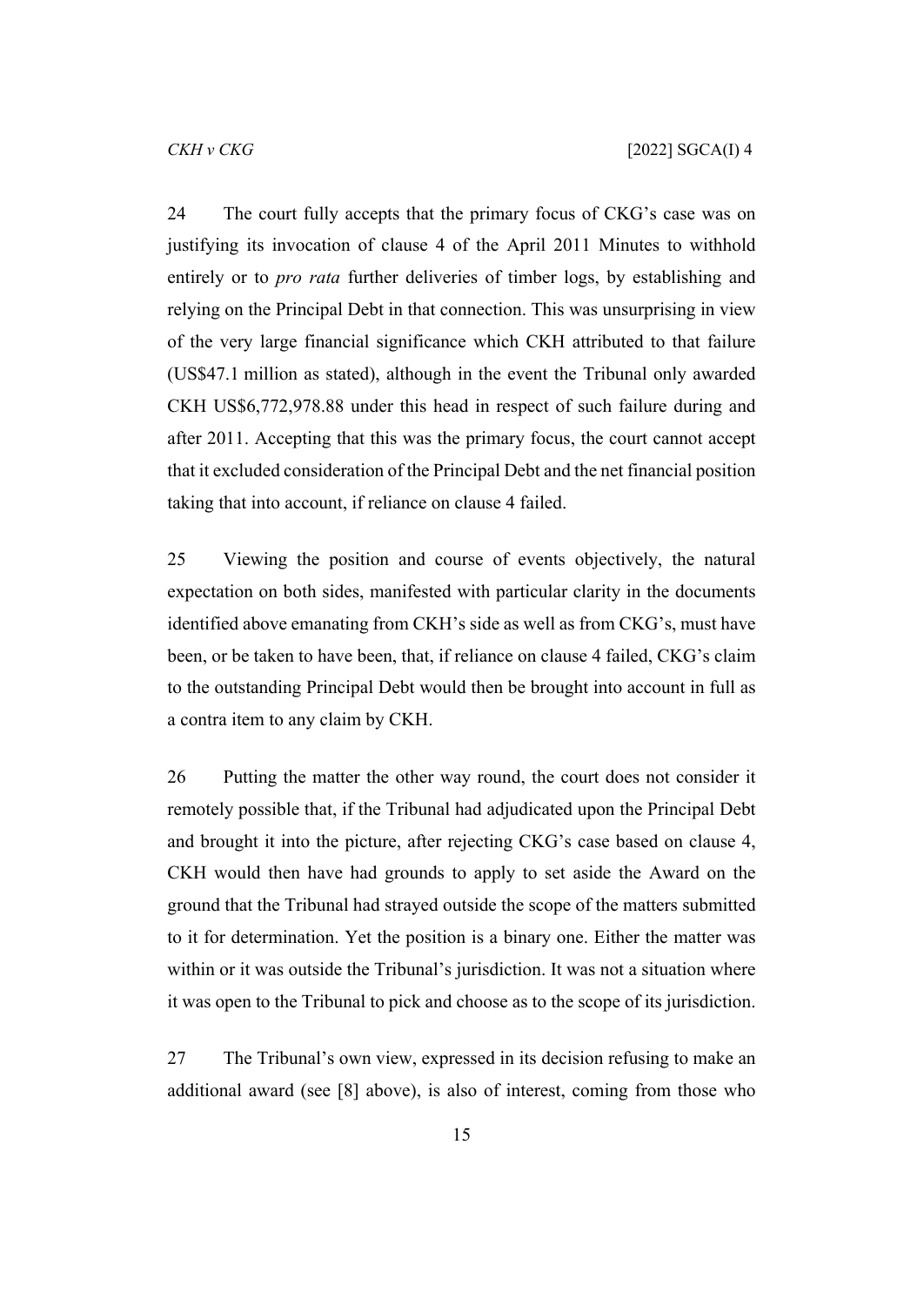24 The court fully accepts that the primary focus of CKG's case was on justifying its invocation of clause 4 of the April 2011 Minutes to withhold entirely or to *pro rata* further deliveries of timber logs, by establishing and relying on the Principal Debt in that connection. This was unsurprising in view of the very large financial significance which CKH attributed to that failure (US$47.1 million as stated), although in the event the Tribunal only awarded CKH US$6,772,978.88 under this head in respect of such failure during and after 2011. Accepting that this was the primary focus, the court cannot accept that it excluded consideration of the Principal Debt and the net financial position taking that into account, if reliance on clause 4 failed.

25 Viewing the position and course of events objectively, the natural expectation on both sides, manifested with particular clarity in the documents identified above emanating from CKH's side as well as from CKG's, must have been, or be taken to have been, that, if reliance on clause 4 failed, CKG's claim to the outstanding Principal Debt would then be brought into account in full as a contra item to any claim by CKH.

26 Putting the matter the other way round, the court does not consider it remotely possible that, if the Tribunal had adjudicated upon the Principal Debt and brought it into the picture, after rejecting CKG's case based on clause 4, CKH would then have had grounds to apply to set aside the Award on the ground that the Tribunal had strayed outside the scope of the matters submitted to it for determination. Yet the position is a binary one. Either the matter was within or it was outside the Tribunal's jurisdiction. It was not a situation where it was open to the Tribunal to pick and choose as to the scope of its jurisdiction.

27 The Tribunal's own view, expressed in its decision refusing to make an additional award (see [8] above), is also of interest, coming from those who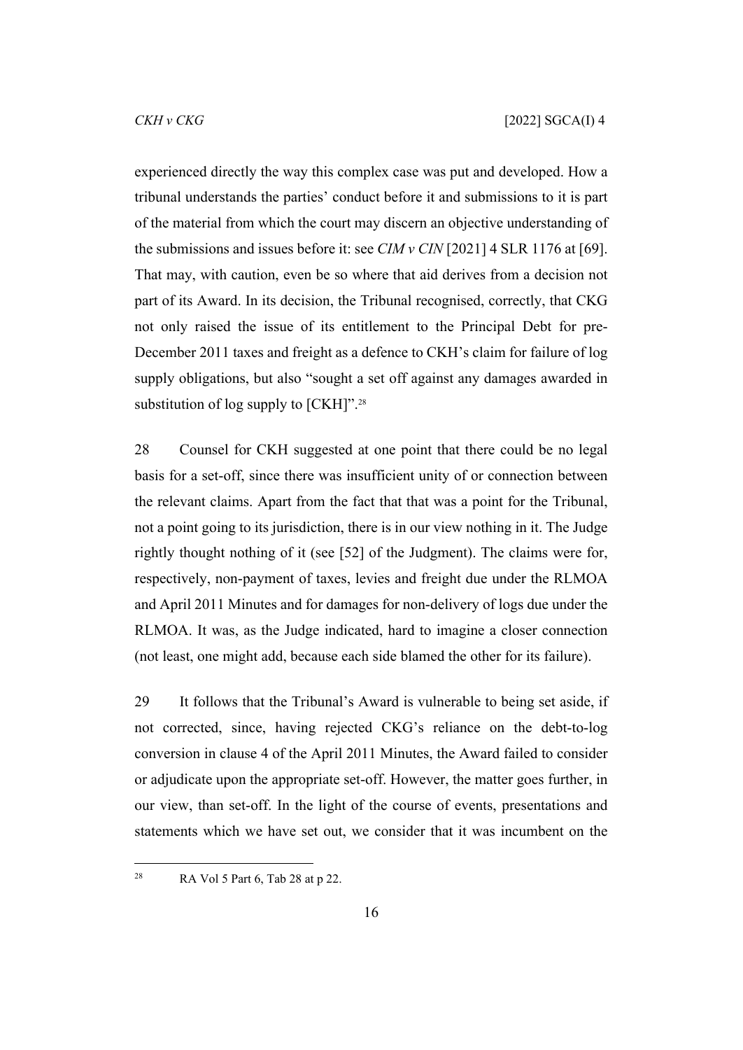experienced directly the way this complex case was put and developed. How a tribunal understands the parties' conduct before it and submissions to it is part of the material from which the court may discern an objective understanding of the submissions and issues before it: see *CIM v CIN* [2021] 4 SLR 1176 at [69]. That may, with caution, even be so where that aid derives from a decision not part of its Award. In its decision, the Tribunal recognised, correctly, that CKG not only raised the issue of its entitlement to the Principal Debt for pre-December 2011 taxes and freight as a defence to CKH's claim for failure of log supply obligations, but also "sought a set off against any damages awarded in substitution of log supply to [CKH]".[28]

28 Counsel for CKH suggested at one point that there could be no legal basis for a set-off, since there was insufficient unity of or connection between the relevant claims. Apart from the fact that that was a point for the Tribunal, not a point going to its jurisdiction, there is in our view nothing in it. The Judge rightly thought nothing of it (see [52] of the Judgment). The claims were for, respectively, non-payment of taxes, levies and freight due under the RLMOA and April 2011 Minutes and for damages for non-delivery of logs due under the RLMOA. It was, as the Judge indicated, hard to imagine a closer connection (not least, one might add, because each side blamed the other for its failure).

29 It follows that the Tribunal's Award is vulnerable to being set aside, if not corrected, since, having rejected CKG's reliance on the debt-to-log conversion in clause 4 of the April 2011 Minutes, the Award failed to consider or adjudicate upon the appropriate set-off. However, the matter goes further, in our view, than set-off. In the light of the course of events, presentations and statements which we have set out, we consider that it was incumbent on the

---

[28] RA Vol 5 Part 6, Tab 28 at p 22.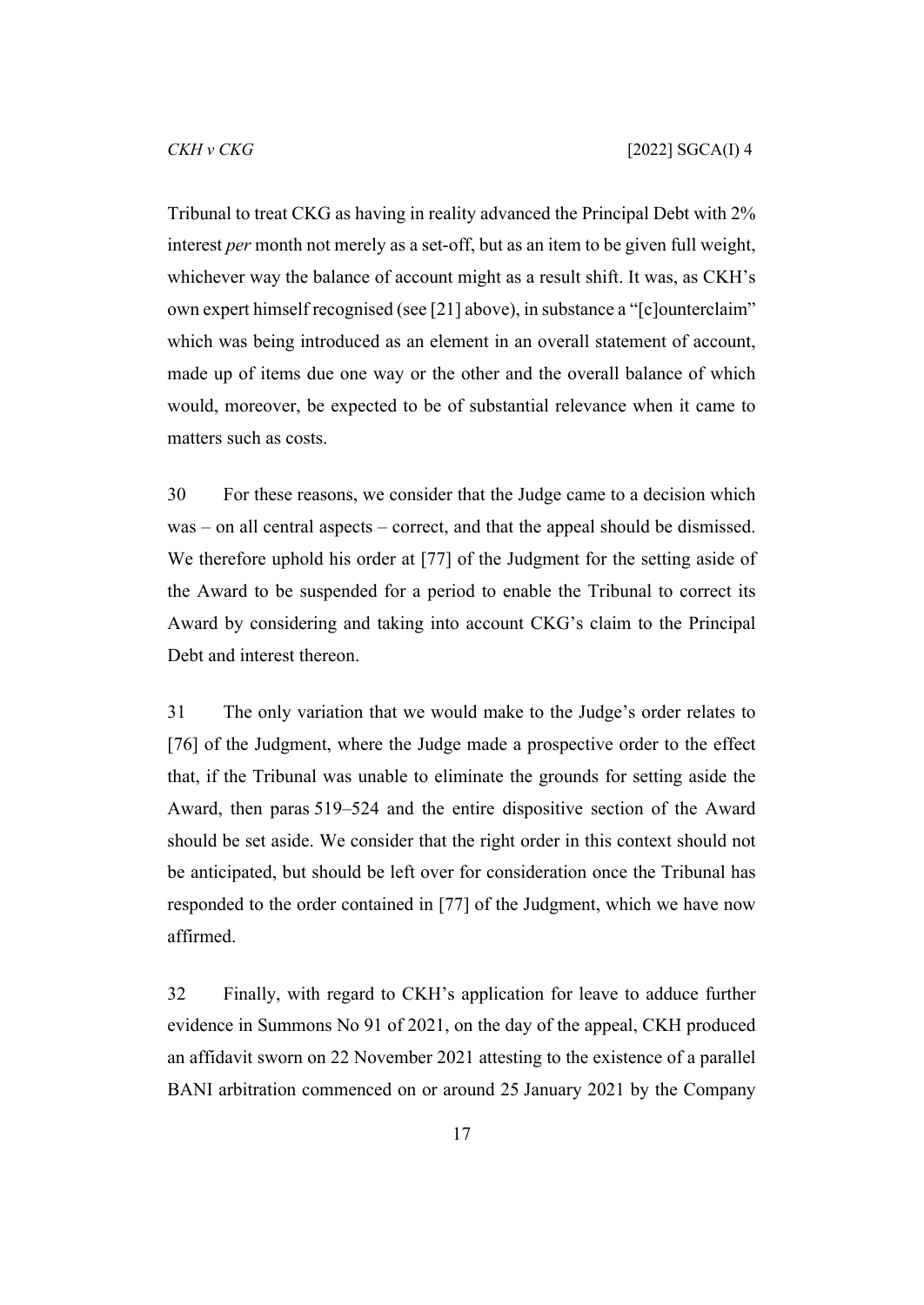Tribunal to treat CKG as having in reality advanced the Principal Debt with 2% interest *per* month not merely as a set-off, but as an item to be given full weight, whichever way the balance of account might as a result shift. It was, as CKH's own expert himself recognised (see [21] above), in substance a "[c]ounterclaim" which was being introduced as an element in an overall statement of account, made up of items due one way or the other and the overall balance of which would, moreover, be expected to be of substantial relevance when it came to matters such as costs.

30 For these reasons, we consider that the Judge came to a decision which was – on all central aspects – correct, and that the appeal should be dismissed. We therefore uphold his order at [77] of the Judgment for the setting aside of the Award to be suspended for a period to enable the Tribunal to correct its Award by considering and taking into account CKG's claim to the Principal Debt and interest thereon.

31 The only variation that we would make to the Judge's order relates to [76] of the Judgment, where the Judge made a prospective order to the effect that, if the Tribunal was unable to eliminate the grounds for setting aside the Award, then paras 519–524 and the entire dispositive section of the Award should be set aside. We consider that the right order in this context should not be anticipated, but should be left over for consideration once the Tribunal has responded to the order contained in [77] of the Judgment, which we have now affirmed.

32 Finally, with regard to CKH's application for leave to adduce further evidence in Summons No 91 of 2021, on the day of the appeal, CKH produced an affidavit sworn on 22 November 2021 attesting to the existence of a parallel BANI arbitration commenced on or around 25 January 2021 by the Company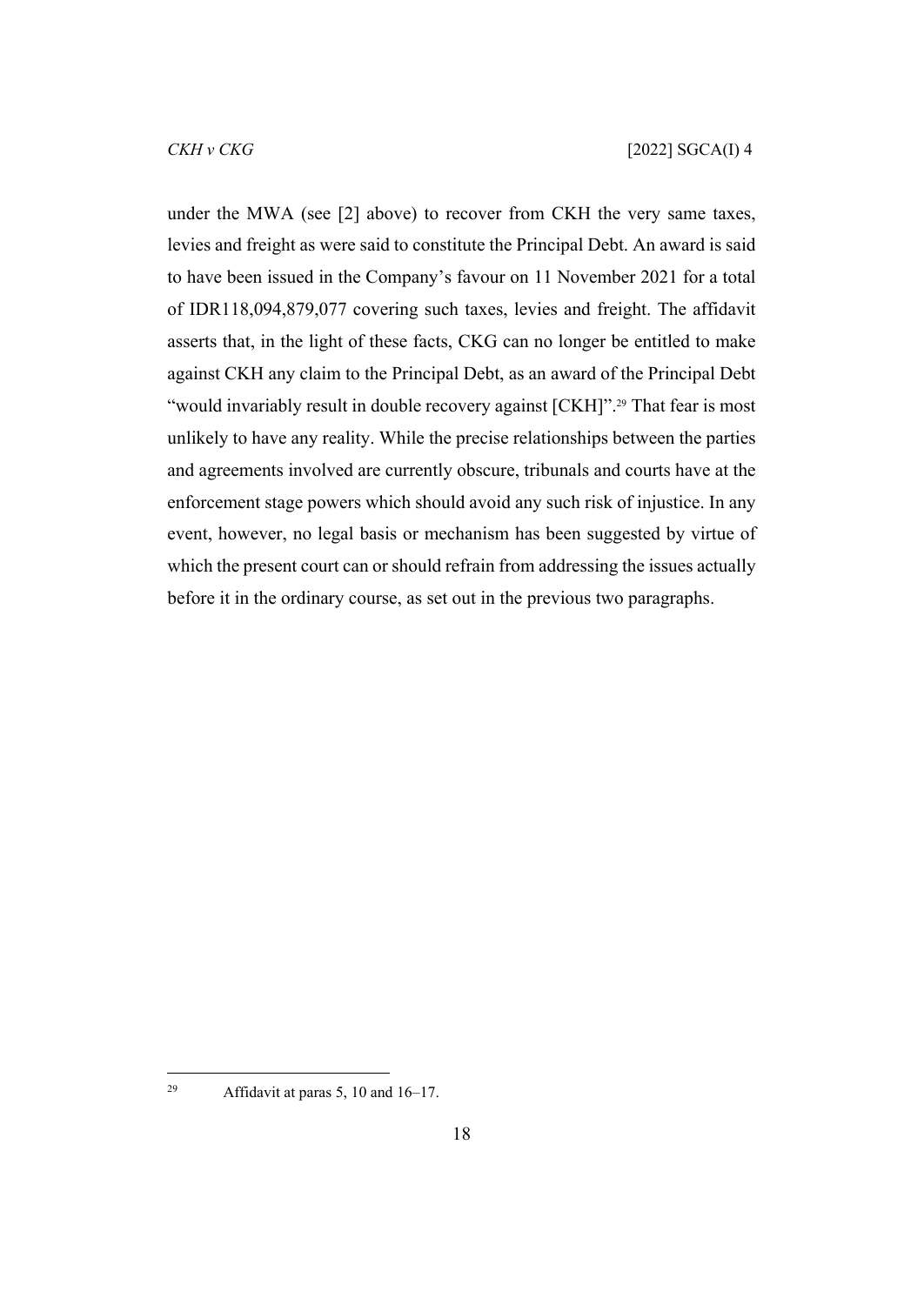under the MWA (see [2] above) to recover from CKH the very same taxes, levies and freight as were said to constitute the Principal Debt. An award is said to have been issued in the Company's favour on 11 November 2021 for a total of IDR118,094,879,077 covering such taxes, levies and freight. The affidavit asserts that, in the light of these facts, CKG can no longer be entitled to make against CKH any claim to the Principal Debt, as an award of the Principal Debt "would invariably result in double recovery against [CKH]".[29] That fear is most unlikely to have any reality. While the precise relationships between the parties and agreements involved are currently obscure, tribunals and courts have at the enforcement stage powers which should avoid any such risk of injustice. In any event, however, no legal basis or mechanism has been suggested by virtue of which the present court can or should refrain from addressing the issues actually before it in the ordinary course, as set out in the previous two paragraphs.

---

[29] Affidavit at paras 5, 10 and 16–17.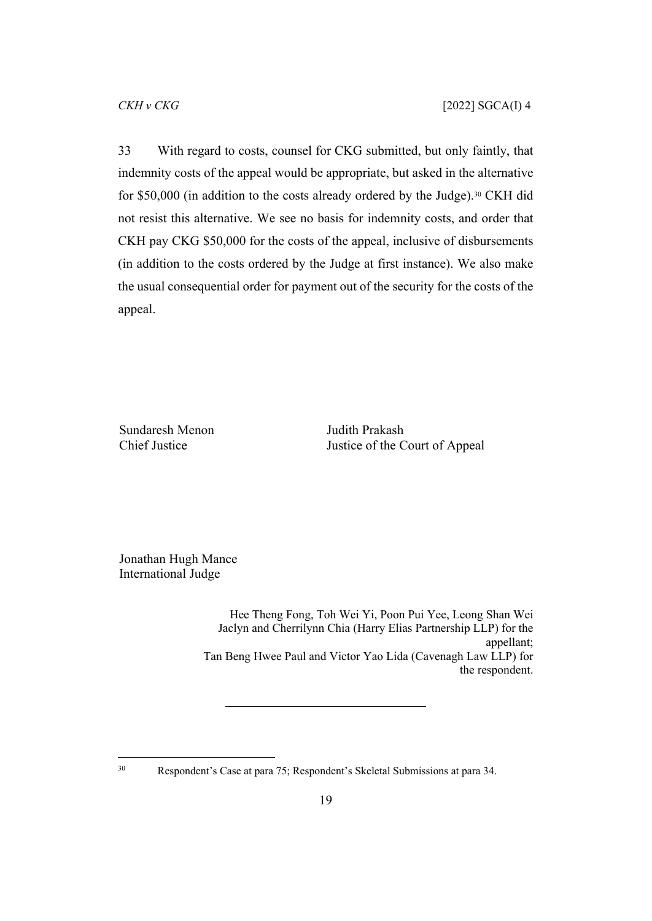33 With regard to costs, counsel for CKG submitted, but only faintly, that indemnity costs of the appeal would be appropriate, but asked in the alternative for $50,000 (in addition to the costs already ordered by the Judge).[30] CKH did not resist this alternative. We see no basis for indemnity costs, and order that CKH pay CKG $50,000 for the costs of the appeal, inclusive of disbursements (in addition to the costs ordered by the Judge at first instance). We also make the usual consequential order for payment out of the security for the costs of the appeal.

Sundaresh Menon
Chief Justice

Judith Prakash
Justice of the Court of Appeal

Jonathan Hugh Mance
International Judge

Hee Theng Fong, Toh Wei Yi, Poon Pui Yee, Leong Shan Wei Jaclyn and Cherrilynn Chia (Harry Elias Partnership LLP) for the appellant;
Tan Beng Hwee Paul and Victor Yao Lida (Cavenagh Law LLP) for the respondent.

---

[30] Respondent's Case at para 75; Respondent's Skeletal Submissions at para 34.